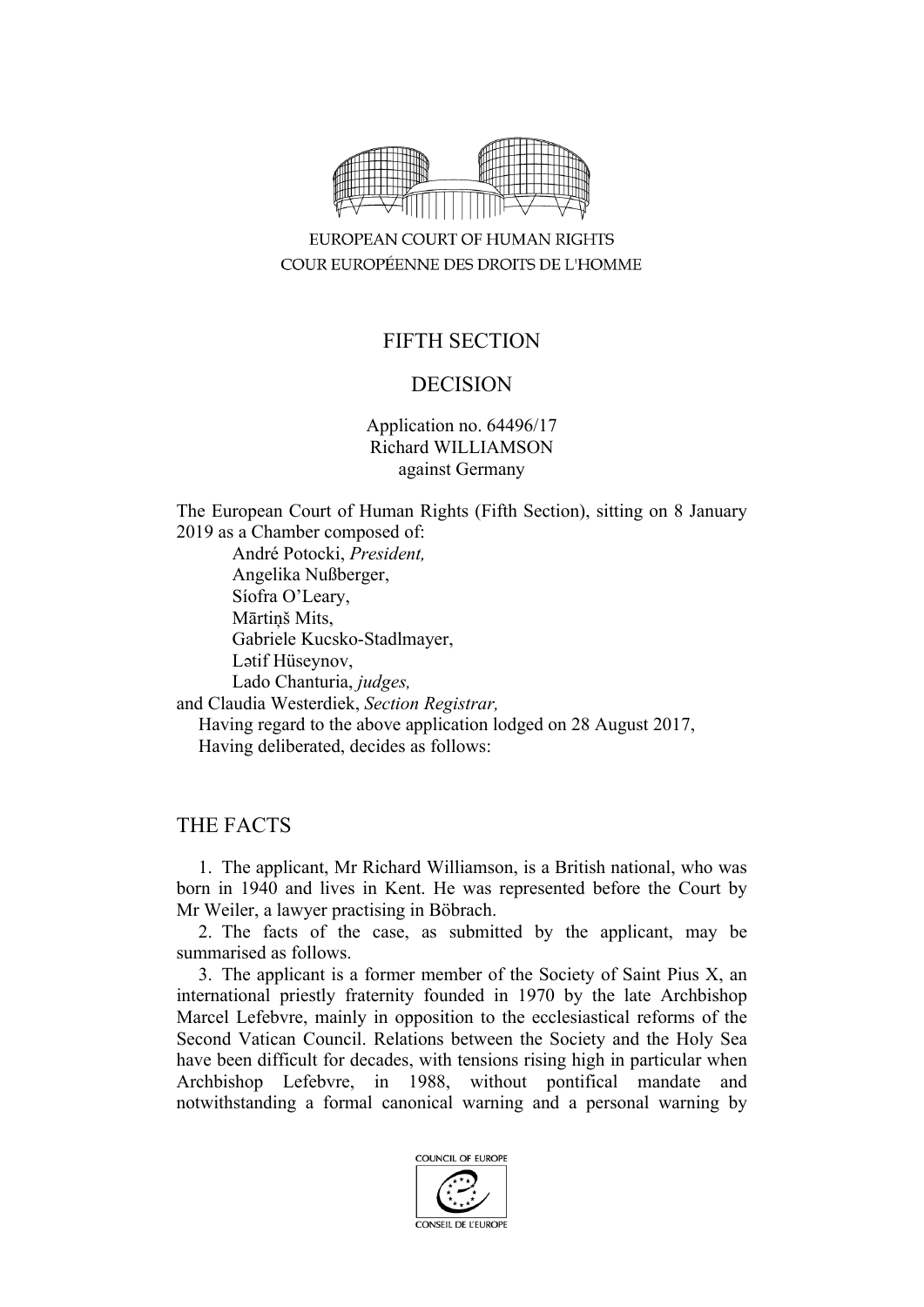EUROPEAN COURT OF HUMAN RIGHTS
COUR EUROPÉENNE DES DROITS DE L'HOMME

FIFTH SECTION

DECISION

Application no. 64496/17
Richard WILLIAMSON
against Germany

The European Court of Human Rights (Fifth Section), sitting on 8 January 2019 as a Chamber composed of:
André Potocki, *President,*
Angelika Nußberger,
Síofra O'Leary,
Mārtiņš Mits,
Gabriele Kucsko-Stadlmayer,
Lətif Hüseynov,
Lado Chanturia, *judges,*
and Claudia Westerdiek, *Section Registrar,*

Having regard to the above application lodged on 28 August 2017,

Having deliberated, decides as follows:

## THE FACTS

1. The applicant, Mr Richard Williamson, is a British national, who was born in 1940 and lives in Kent. He was represented before the Court by Mr Weiler, a lawyer practising in Böbrach.

2. The facts of the case, as submitted by the applicant, may be summarised as follows.

3. The applicant is a former member of the Society of Saint Pius X, an international priestly fraternity founded in 1970 by the late Archbishop Marcel Lefebvre, mainly in opposition to the ecclesiastical reforms of the Second Vatican Council. Relations between the Society and the Holy See have been difficult for decades, with tensions rising high in particular when Archbishop Lefebvre, in 1988, without pontifical mandate and notwithstanding a formal canonical warning and a personal warning by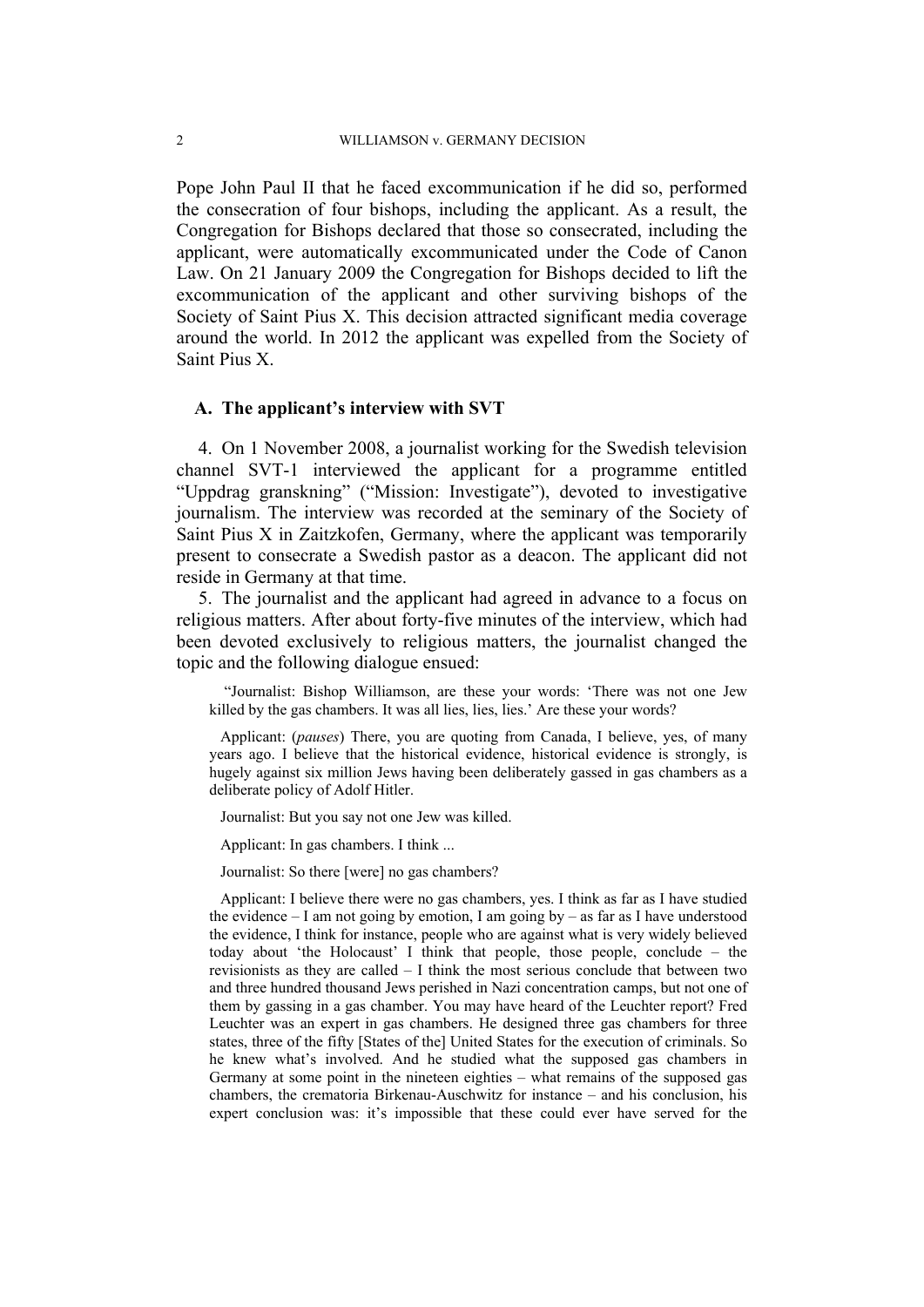Pope John Paul II that he faced excommunication if he did so, performed the consecration of four bishops, including the applicant. As a result, the Congregation for Bishops declared that those so consecrated, including the applicant, were automatically excommunicated under the Code of Canon Law. On 21 January 2009 the Congregation for Bishops decided to lift the excommunication of the applicant and other surviving bishops of the Society of Saint Pius X. This decision attracted significant media coverage around the world. In 2012 the applicant was expelled from the Society of Saint Pius X.

## A. The applicant's interview with SVT

4. On 1 November 2008, a journalist working for the Swedish television channel SVT-1 interviewed the applicant for a programme entitled "Uppdrag granskning" ("Mission: Investigate"), devoted to investigative journalism. The interview was recorded at the seminary of the Society of Saint Pius X in Zaitzkofen, Germany, where the applicant was temporarily present to consecrate a Swedish pastor as a deacon. The applicant did not reside in Germany at that time.

5. The journalist and the applicant had agreed in advance to a focus on religious matters. After about forty-five minutes of the interview, which had been devoted exclusively to religious matters, the journalist changed the topic and the following dialogue ensued:

> "Journalist: Bishop Williamson, are these your words: 'There was not one Jew killed by the gas chambers. It was all lies, lies, lies.' Are these your words?
>
> Applicant: (*pauses*) There, you are quoting from Canada, I believe, yes, of many years ago. I believe that the historical evidence, historical evidence is strongly, is hugely against six million Jews having been deliberately gassed in gas chambers as a deliberate policy of Adolf Hitler.
>
> Journalist: But you say not one Jew was killed.
>
> Applicant: In gas chambers. I think ...
>
> Journalist: So there [were] no gas chambers?
>
> Applicant: I believe there were no gas chambers, yes. I think as far as I have studied the evidence – I am not going by emotion, I am going by – as far as I have understood the evidence, I think for instance, people who are against what is very widely believed today about 'the Holocaust' I think that people, those people, conclude – the revisionists as they are called – I think the most serious conclude that between two and three hundred thousand Jews perished in Nazi concentration camps, but not one of them by gassing in a gas chamber. You may have heard of the Leuchter report? Fred Leuchter was an expert in gas chambers. He designed three gas chambers for three states, three of the fifty [States of the] United States for the execution of criminals. So he knew what's involved. And he studied what the supposed gas chambers in Germany at some point in the nineteen eighties – what remains of the supposed gas chambers, the crematoria Birkenau-Auschwitz for instance – and his conclusion, his expert conclusion was: it's impossible that these could ever have served for the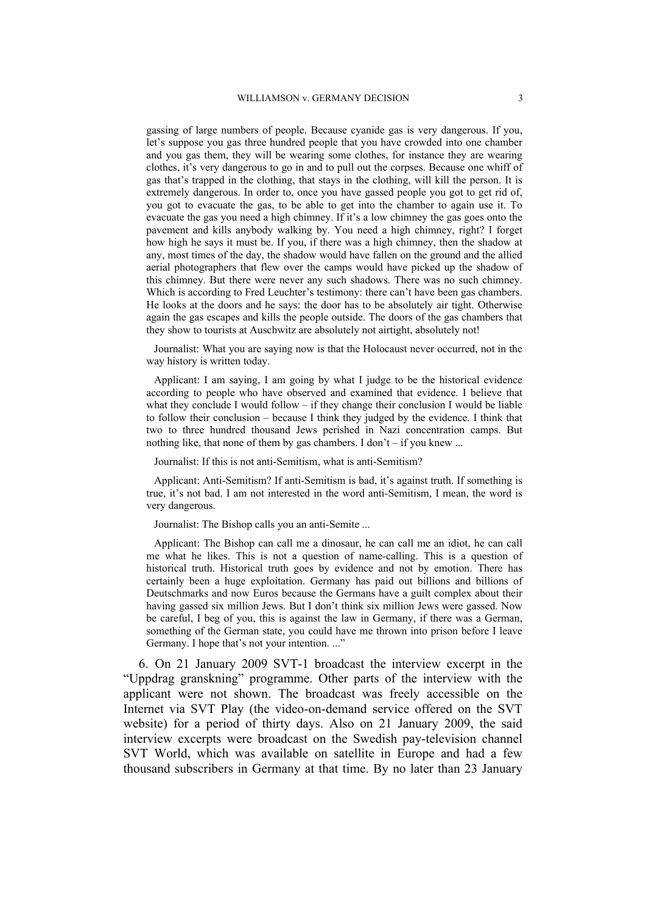gassing of large numbers of people. Because cyanide gas is very dangerous. If you, let's suppose you gas three hundred people that you have crowded into one chamber and you gas them, they will be wearing some clothes, for instance they are wearing clothes, it's very dangerous to go in and to pull out the corpses. Because one whiff of gas that's trapped in the clothing, that stays in the clothing, will kill the person. It is extremely dangerous. In order to, once you have gassed people you got to get rid of, you got to evacuate the gas, to be able to get into the chamber to again use it. To evacuate the gas you need a high chimney. If it's a low chimney the gas goes onto the pavement and kills anybody walking by. You need a high chimney, right? I forget how high he says it must be. If you, if there was a high chimney, then the shadow at any, most times of the day, the shadow would have fallen on the ground and the allied aerial photographers that flew over the camps would have picked up the shadow of this chimney. But there were never any such shadows. There was no such chimney. Which is according to Fred Leuchter's testimony: there can't have been gas chambers. He looks at the doors and he says: the door has to be absolutely air tight. Otherwise again the gas escapes and kills the people outside. The doors of the gas chambers that they show to tourists at Auschwitz are absolutely not airtight, absolutely not!

Journalist: What you are saying now is that the Holocaust never occurred, not in the way history is written today.

Applicant: I am saying, I am going by what I judge to be the historical evidence according to people who have observed and examined that evidence. I believe that what they conclude I would follow – if they change their conclusion I would be liable to follow their conclusion – because I think they judged by the evidence. I think that two to three hundred thousand Jews perished in Nazi concentration camps. But nothing like, that none of them by gas chambers. I don't – if you knew ...

Journalist: If this is not anti-Semitism, what is anti-Semitism?

Applicant: Anti-Semitism? If anti-Semitism is bad, it's against truth. If something is true, it's not bad. I am not interested in the word anti-Semitism, I mean, the word is very dangerous.

Journalist: The Bishop calls you an anti-Semite ...

Applicant: The Bishop can call me a dinosaur, he can call me an idiot, he can call me what he likes. This is not a question of name-calling. This is a question of historical truth. Historical truth goes by evidence and not by emotion. There has certainly been a huge exploitation. Germany has paid out billions and billions of Deutschmarks and now Euros because the Germans have a guilt complex about their having gassed six million Jews. But I don't think six million Jews were gassed. Now be careful, I beg of you, this is against the law in Germany, if there was a German, something of the German state, you could have me thrown into prison before I leave Germany. I hope that's not your intention. ..."

6. On 21 January 2009 SVT-1 broadcast the interview excerpt in the "Uppdrag granskning" programme. Other parts of the interview with the applicant were not shown. The broadcast was freely accessible on the Internet via SVT Play (the video-on-demand service offered on the SVT website) for a period of thirty days. Also on 21 January 2009, the said interview excerpts were broadcast on the Swedish pay-television channel SVT World, which was available on satellite in Europe and had a few thousand subscribers in Germany at that time. By no later than 23 January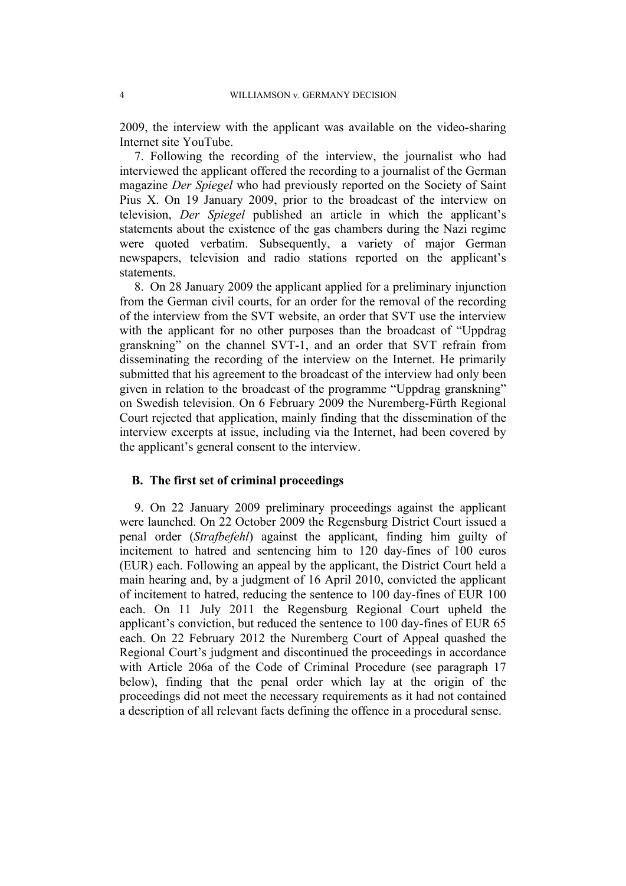2009, the interview with the applicant was available on the video-sharing Internet site YouTube.

7. Following the recording of the interview, the journalist who had interviewed the applicant offered the recording to a journalist of the German magazine *Der Spiegel* who had previously reported on the Society of Saint Pius X. On 19 January 2009, prior to the broadcast of the interview on television, *Der Spiegel* published an article in which the applicant's statements about the existence of the gas chambers during the Nazi regime were quoted verbatim. Subsequently, a variety of major German newspapers, television and radio stations reported on the applicant's statements.

8. On 28 January 2009 the applicant applied for a preliminary injunction from the German civil courts, for an order for the removal of the recording of the interview from the SVT website, an order that SVT use the interview with the applicant for no other purposes than the broadcast of "Uppdrag granskning" on the channel SVT-1, and an order that SVT refrain from disseminating the recording of the interview on the Internet. He primarily submitted that his agreement to the broadcast of the interview had only been given in relation to the broadcast of the programme "Uppdrag granskning" on Swedish television. On 6 February 2009 the Nuremberg-Fürth Regional Court rejected that application, mainly finding that the dissemination of the interview excerpts at issue, including via the Internet, had been covered by the applicant's general consent to the interview.

### B. The first set of criminal proceedings

9. On 22 January 2009 preliminary proceedings against the applicant were launched. On 22 October 2009 the Regensburg District Court issued a penal order (*Strafbefehl*) against the applicant, finding him guilty of incitement to hatred and sentencing him to 120 day-fines of 100 euros (EUR) each. Following an appeal by the applicant, the District Court held a main hearing and, by a judgment of 16 April 2010, convicted the applicant of incitement to hatred, reducing the sentence to 100 day-fines of EUR 100 each. On 11 July 2011 the Regensburg Regional Court upheld the applicant's conviction, but reduced the sentence to 100 day-fines of EUR 65 each. On 22 February 2012 the Nuremberg Court of Appeal quashed the Regional Court's judgment and discontinued the proceedings in accordance with Article 206a of the Code of Criminal Procedure (see paragraph 17 below), finding that the penal order which lay at the origin of the proceedings did not meet the necessary requirements as it had not contained a description of all relevant facts defining the offence in a procedural sense.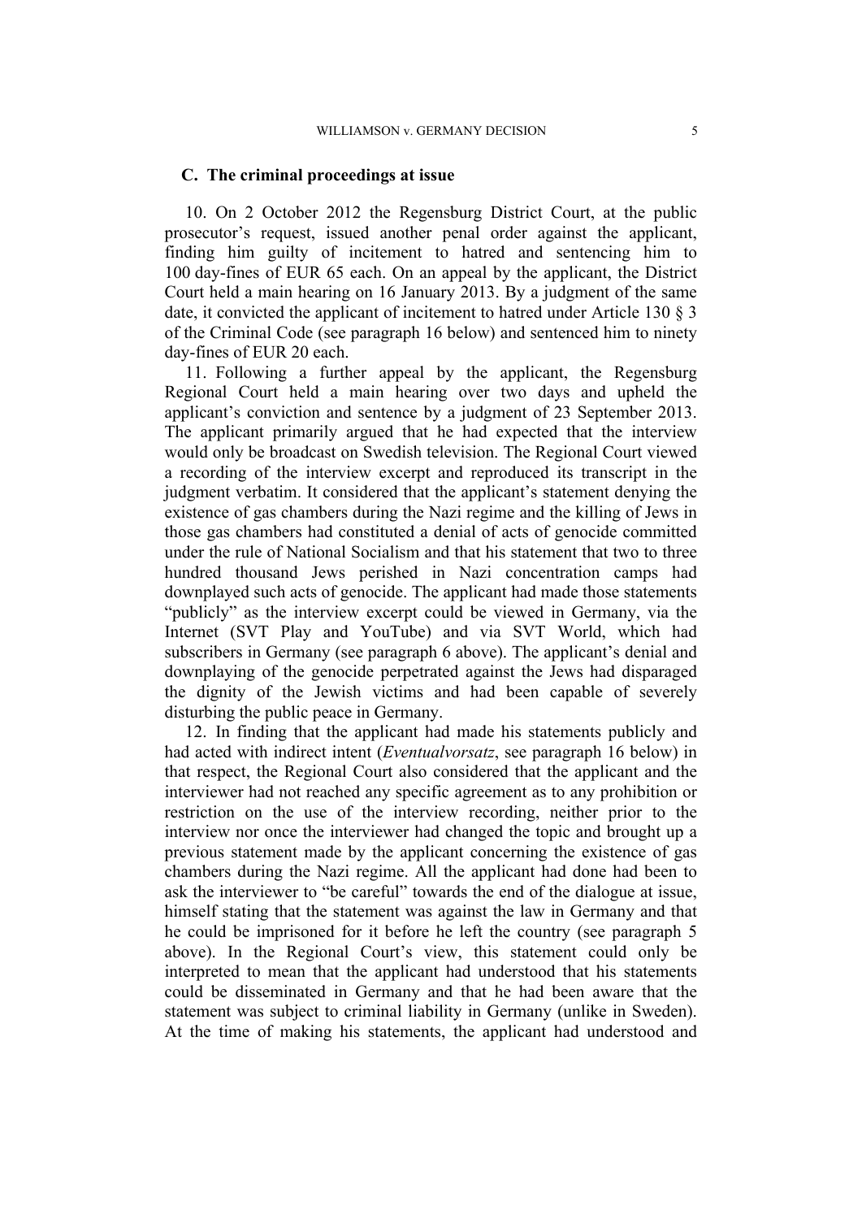## C. The criminal proceedings at issue

10. On 2 October 2012 the Regensburg District Court, at the public prosecutor's request, issued another penal order against the applicant, finding him guilty of incitement to hatred and sentencing him to 100 day-fines of EUR 65 each. On an appeal by the applicant, the District Court held a main hearing on 16 January 2013. By a judgment of the same date, it convicted the applicant of incitement to hatred under Article 130 § 3 of the Criminal Code (see paragraph 16 below) and sentenced him to ninety day-fines of EUR 20 each.

11. Following a further appeal by the applicant, the Regensburg Regional Court held a main hearing over two days and upheld the applicant's conviction and sentence by a judgment of 23 September 2013. The applicant primarily argued that he had expected that the interview would only be broadcast on Swedish television. The Regional Court viewed a recording of the interview excerpt and reproduced its transcript in the judgment verbatim. It considered that the applicant's statement denying the existence of gas chambers during the Nazi regime and the killing of Jews in those gas chambers had constituted a denial of acts of genocide committed under the rule of National Socialism and that his statement that two to three hundred thousand Jews perished in Nazi concentration camps had downplayed such acts of genocide. The applicant had made those statements "publicly" as the interview excerpt could be viewed in Germany, via the Internet (SVT Play and YouTube) and via SVT World, which had subscribers in Germany (see paragraph 6 above). The applicant's denial and downplaying of the genocide perpetrated against the Jews had disparaged the dignity of the Jewish victims and had been capable of severely disturbing the public peace in Germany.

12. In finding that the applicant had made his statements publicly and had acted with indirect intent (*Eventualvorsatz*, see paragraph 16 below) in that respect, the Regional Court also considered that the applicant and the interviewer had not reached any specific agreement as to any prohibition or restriction on the use of the interview recording, neither prior to the interview nor once the interviewer had changed the topic and brought up a previous statement made by the applicant concerning the existence of gas chambers during the Nazi regime. All the applicant had done had been to ask the interviewer to "be careful" towards the end of the dialogue at issue, himself stating that the statement was against the law in Germany and that he could be imprisoned for it before he left the country (see paragraph 5 above). In the Regional Court's view, this statement could only be interpreted to mean that the applicant had understood that his statements could be disseminated in Germany and that he had been aware that the statement was subject to criminal liability in Germany (unlike in Sweden). At the time of making his statements, the applicant had understood and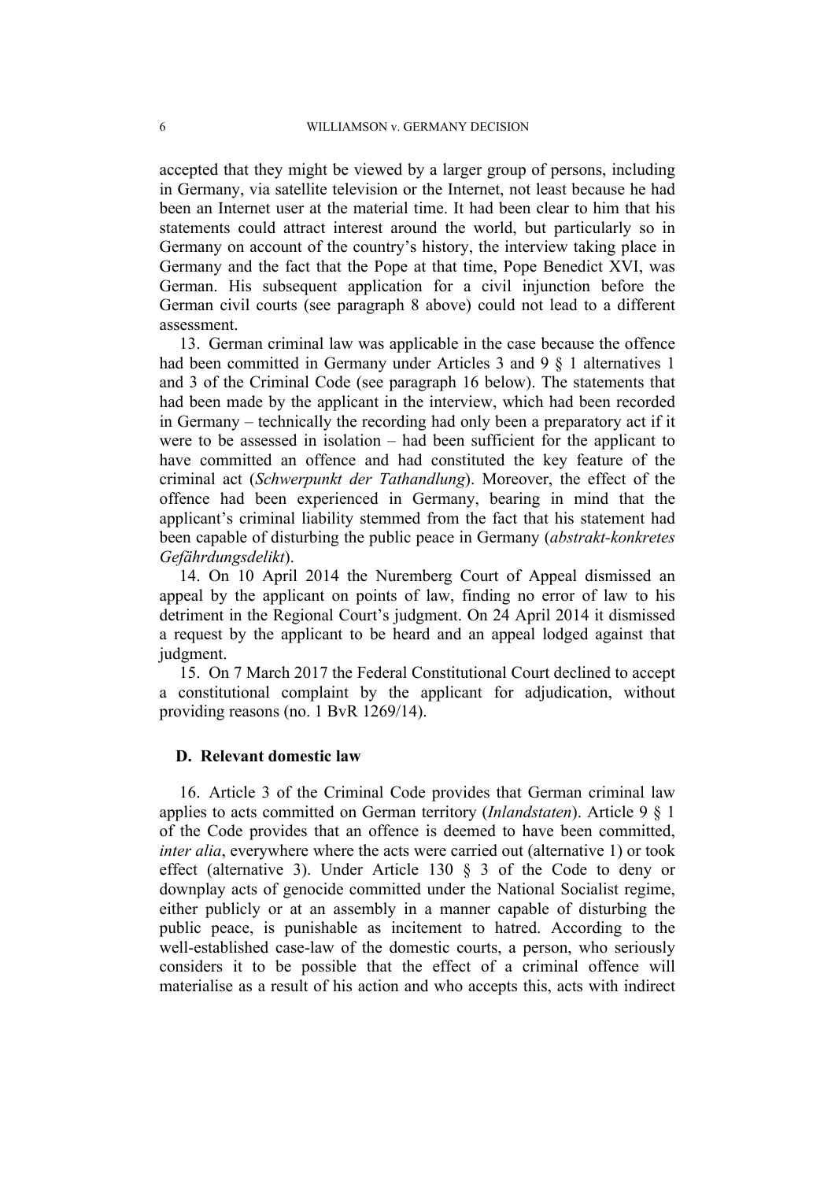accepted that they might be viewed by a larger group of persons, including in Germany, via satellite television or the Internet, not least because he had been an Internet user at the material time. It had been clear to him that his statements could attract interest around the world, but particularly so in Germany on account of the country's history, the interview taking place in Germany and the fact that the Pope at that time, Pope Benedict XVI, was German. His subsequent application for a civil injunction before the German civil courts (see paragraph 8 above) could not lead to a different assessment.

13. German criminal law was applicable in the case because the offence had been committed in Germany under Articles 3 and 9 § 1 alternatives 1 and 3 of the Criminal Code (see paragraph 16 below). The statements that had been made by the applicant in the interview, which had been recorded in Germany – technically the recording had only been a preparatory act if it were to be assessed in isolation – had been sufficient for the applicant to have committed an offence and had constituted the key feature of the criminal act (*Schwerpunkt der Tathandlung*). Moreover, the effect of the offence had been experienced in Germany, bearing in mind that the applicant's criminal liability stemmed from the fact that his statement had been capable of disturbing the public peace in Germany (*abstrakt-konkretes Gefährdungsdelikt*).

14. On 10 April 2014 the Nuremberg Court of Appeal dismissed an appeal by the applicant on points of law, finding no error of law to his detriment in the Regional Court's judgment. On 24 April 2014 it dismissed a request by the applicant to be heard and an appeal lodged against that judgment.

15. On 7 March 2017 the Federal Constitutional Court declined to accept a constitutional complaint by the applicant for adjudication, without providing reasons (no. 1 BvR 1269/14).

## D. Relevant domestic law

16. Article 3 of the Criminal Code provides that German criminal law applies to acts committed on German territory (*Inlandstaten*). Article 9 § 1 of the Code provides that an offence is deemed to have been committed, *inter alia*, everywhere where the acts were carried out (alternative 1) or took effect (alternative 3). Under Article 130 § 3 of the Code to deny or downplay acts of genocide committed under the National Socialist regime, either publicly or at an assembly in a manner capable of disturbing the public peace, is punishable as incitement to hatred. According to the well-established case-law of the domestic courts, a person, who seriously considers it to be possible that the effect of a criminal offence will materialise as a result of his action and who accepts this, acts with indirect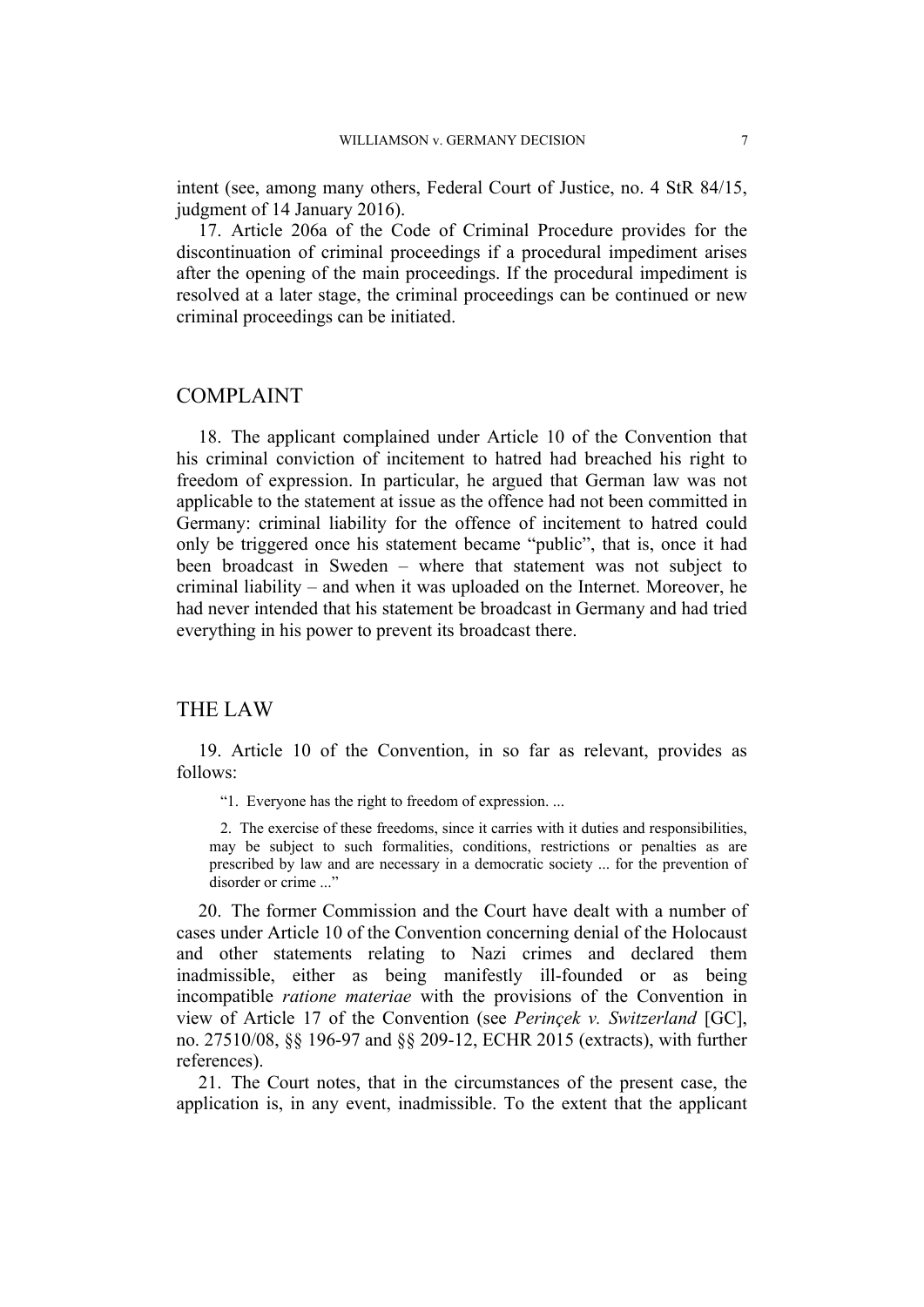intent (see, among many others, Federal Court of Justice, no. 4 StR 84/15, judgment of 14 January 2016).

17. Article 206a of the Code of Criminal Procedure provides for the discontinuation of criminal proceedings if a procedural impediment arises after the opening of the main proceedings. If the procedural impediment is resolved at a later stage, the criminal proceedings can be continued or new criminal proceedings can be initiated.

## COMPLAINT

18. The applicant complained under Article 10 of the Convention that his criminal conviction of incitement to hatred had breached his right to freedom of expression. In particular, he argued that German law was not applicable to the statement at issue as the offence had not been committed in Germany: criminal liability for the offence of incitement to hatred could only be triggered once his statement became "public", that is, once it had been broadcast in Sweden – where that statement was not subject to criminal liability – and when it was uploaded on the Internet. Moreover, he had never intended that his statement be broadcast in Germany and had tried everything in his power to prevent its broadcast there.

## THE LAW

19. Article 10 of the Convention, in so far as relevant, provides as follows:

> "1. Everyone has the right to freedom of expression. ...
>
> 2. The exercise of these freedoms, since it carries with it duties and responsibilities, may be subject to such formalities, conditions, restrictions or penalties as are prescribed by law and are necessary in a democratic society ... for the prevention of disorder or crime ..."

20. The former Commission and the Court have dealt with a number of cases under Article 10 of the Convention concerning denial of the Holocaust and other statements relating to Nazi crimes and declared them inadmissible, either as being manifestly ill-founded or as being incompatible *ratione materiae* with the provisions of the Convention in view of Article 17 of the Convention (see *Perinçek v. Switzerland* [GC], no. 27510/08, §§ 196-97 and §§ 209-12, ECHR 2015 (extracts), with further references).

21. The Court notes, that in the circumstances of the present case, the application is, in any event, inadmissible. To the extent that the applicant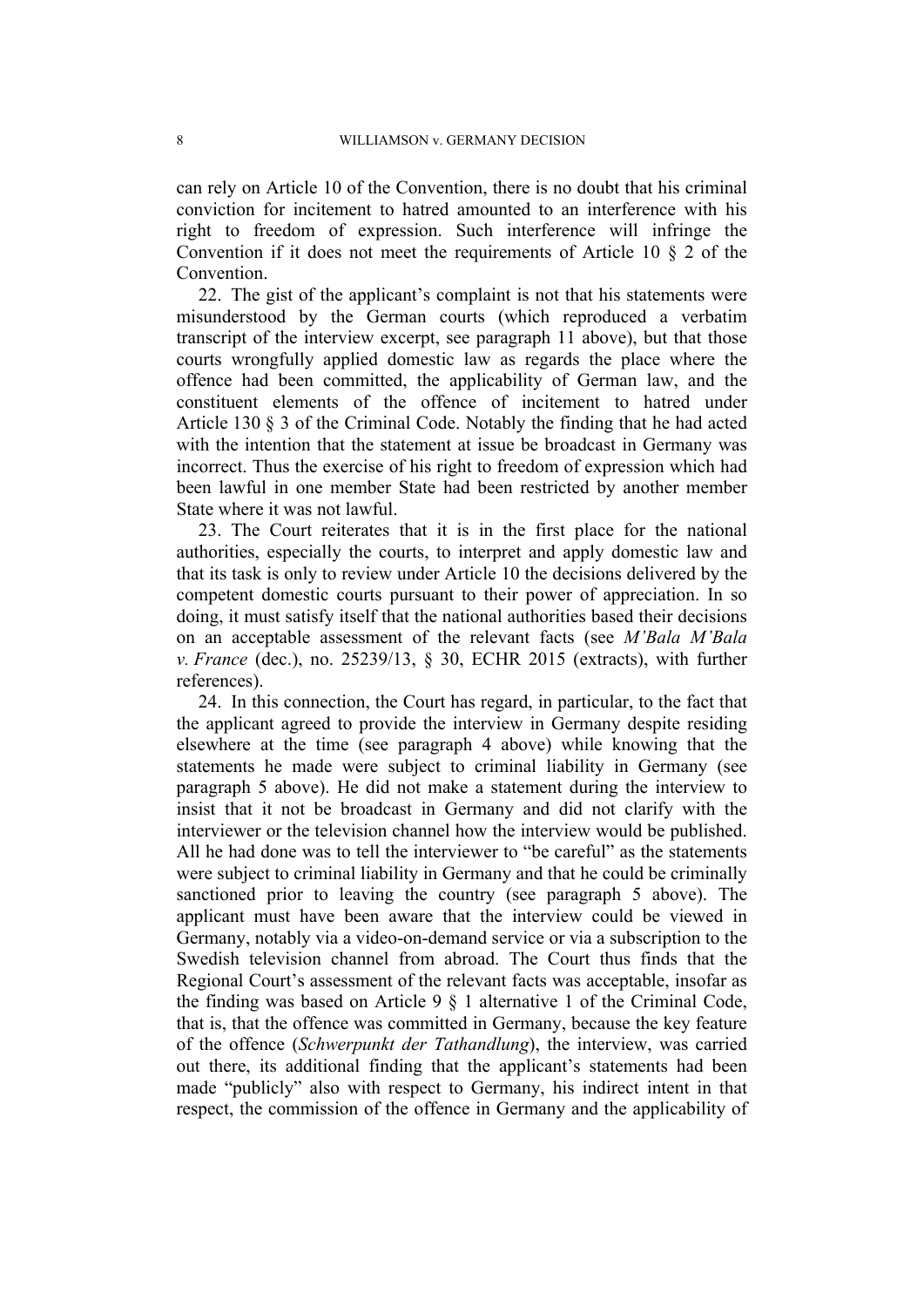can rely on Article 10 of the Convention, there is no doubt that his criminal conviction for incitement to hatred amounted to an interference with his right to freedom of expression. Such interference will infringe the Convention if it does not meet the requirements of Article 10 § 2 of the Convention.

22. The gist of the applicant's complaint is not that his statements were misunderstood by the German courts (which reproduced a verbatim transcript of the interview excerpt, see paragraph 11 above), but that those courts wrongfully applied domestic law as regards the place where the offence had been committed, the applicability of German law, and the constituent elements of the offence of incitement to hatred under Article 130 § 3 of the Criminal Code. Notably the finding that he had acted with the intention that the statement at issue be broadcast in Germany was incorrect. Thus the exercise of his right to freedom of expression which had been lawful in one member State had been restricted by another member State where it was not lawful.

23. The Court reiterates that it is in the first place for the national authorities, especially the courts, to interpret and apply domestic law and that its task is only to review under Article 10 the decisions delivered by the competent domestic courts pursuant to their power of appreciation. In so doing, it must satisfy itself that the national authorities based their decisions on an acceptable assessment of the relevant facts (see *M'Bala M'Bala v. France* (dec.), no. 25239/13, § 30, ECHR 2015 (extracts), with further references).

24. In this connection, the Court has regard, in particular, to the fact that the applicant agreed to provide the interview in Germany despite residing elsewhere at the time (see paragraph 4 above) while knowing that the statements he made were subject to criminal liability in Germany (see paragraph 5 above). He did not make a statement during the interview to insist that it not be broadcast in Germany and did not clarify with the interviewer or the television channel how the interview would be published. All he had done was to tell the interviewer to "be careful" as the statements were subject to criminal liability in Germany and that he could be criminally sanctioned prior to leaving the country (see paragraph 5 above). The applicant must have been aware that the interview could be viewed in Germany, notably via a video-on-demand service or via a subscription to the Swedish television channel from abroad. The Court thus finds that the Regional Court's assessment of the relevant facts was acceptable, insofar as the finding was based on Article 9 § 1 alternative 1 of the Criminal Code, that is, that the offence was committed in Germany, because the key feature of the offence (*Schwerpunkt der Tathandlung*), the interview, was carried out there, its additional finding that the applicant's statements had been made "publicly" also with respect to Germany, his indirect intent in that respect, the commission of the offence in Germany and the applicability of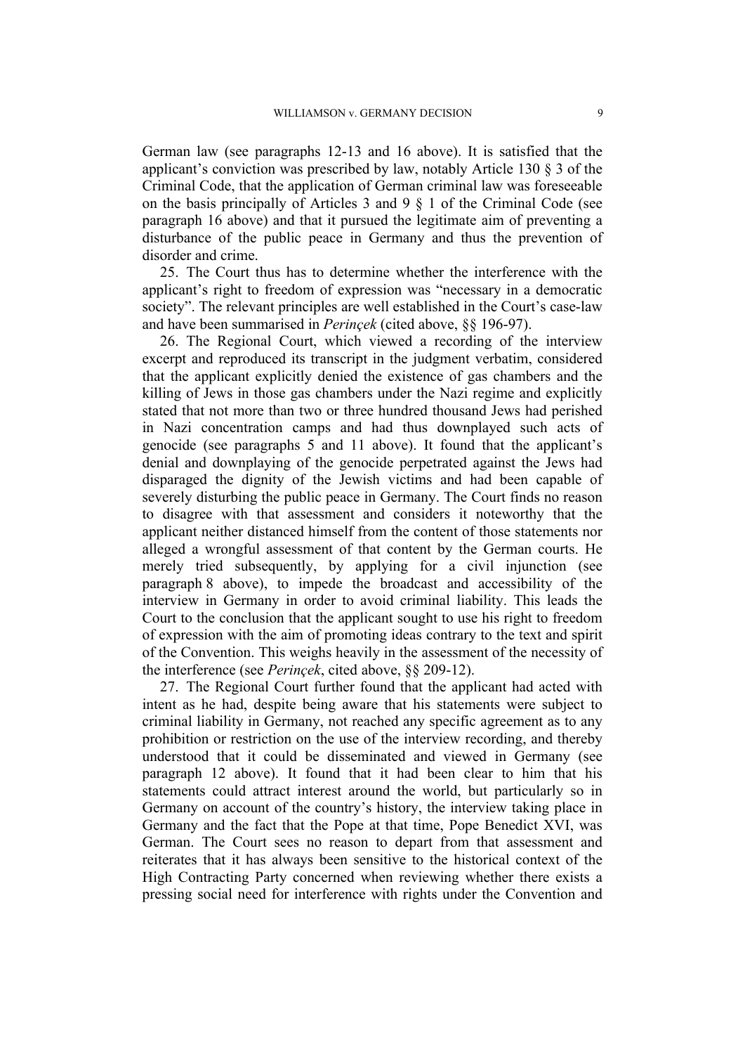German law (see paragraphs 12-13 and 16 above). It is satisfied that the applicant's conviction was prescribed by law, notably Article 130 § 3 of the Criminal Code, that the application of German criminal law was foreseeable on the basis principally of Articles 3 and 9 § 1 of the Criminal Code (see paragraph 16 above) and that it pursued the legitimate aim of preventing a disturbance of the public peace in Germany and thus the prevention of disorder and crime.

25. The Court thus has to determine whether the interference with the applicant's right to freedom of expression was "necessary in a democratic society". The relevant principles are well established in the Court's case-law and have been summarised in *Perinçek* (cited above, §§ 196-97).

26. The Regional Court, which viewed a recording of the interview excerpt and reproduced its transcript in the judgment verbatim, considered that the applicant explicitly denied the existence of gas chambers and the killing of Jews in those gas chambers under the Nazi regime and explicitly stated that not more than two or three hundred thousand Jews had perished in Nazi concentration camps and had thus downplayed such acts of genocide (see paragraphs 5 and 11 above). It found that the applicant's denial and downplaying of the genocide perpetrated against the Jews had disparaged the dignity of the Jewish victims and had been capable of severely disturbing the public peace in Germany. The Court finds no reason to disagree with that assessment and considers it noteworthy that the applicant neither distanced himself from the content of those statements nor alleged a wrongful assessment of that content by the German courts. He merely tried subsequently, by applying for a civil injunction (see paragraph 8 above), to impede the broadcast and accessibility of the interview in Germany in order to avoid criminal liability. This leads the Court to the conclusion that the applicant sought to use his right to freedom of expression with the aim of promoting ideas contrary to the text and spirit of the Convention. This weighs heavily in the assessment of the necessity of the interference (see *Perinçek*, cited above, §§ 209-12).

27. The Regional Court further found that the applicant had acted with intent as he had, despite being aware that his statements were subject to criminal liability in Germany, not reached any specific agreement as to any prohibition or restriction on the use of the interview recording, and thereby understood that it could be disseminated and viewed in Germany (see paragraph 12 above). It found that it had been clear to him that his statements could attract interest around the world, but particularly so in Germany on account of the country's history, the interview taking place in Germany and the fact that the Pope at that time, Pope Benedict XVI, was German. The Court sees no reason to depart from that assessment and reiterates that it has always been sensitive to the historical context of the High Contracting Party concerned when reviewing whether there exists a pressing social need for interference with rights under the Convention and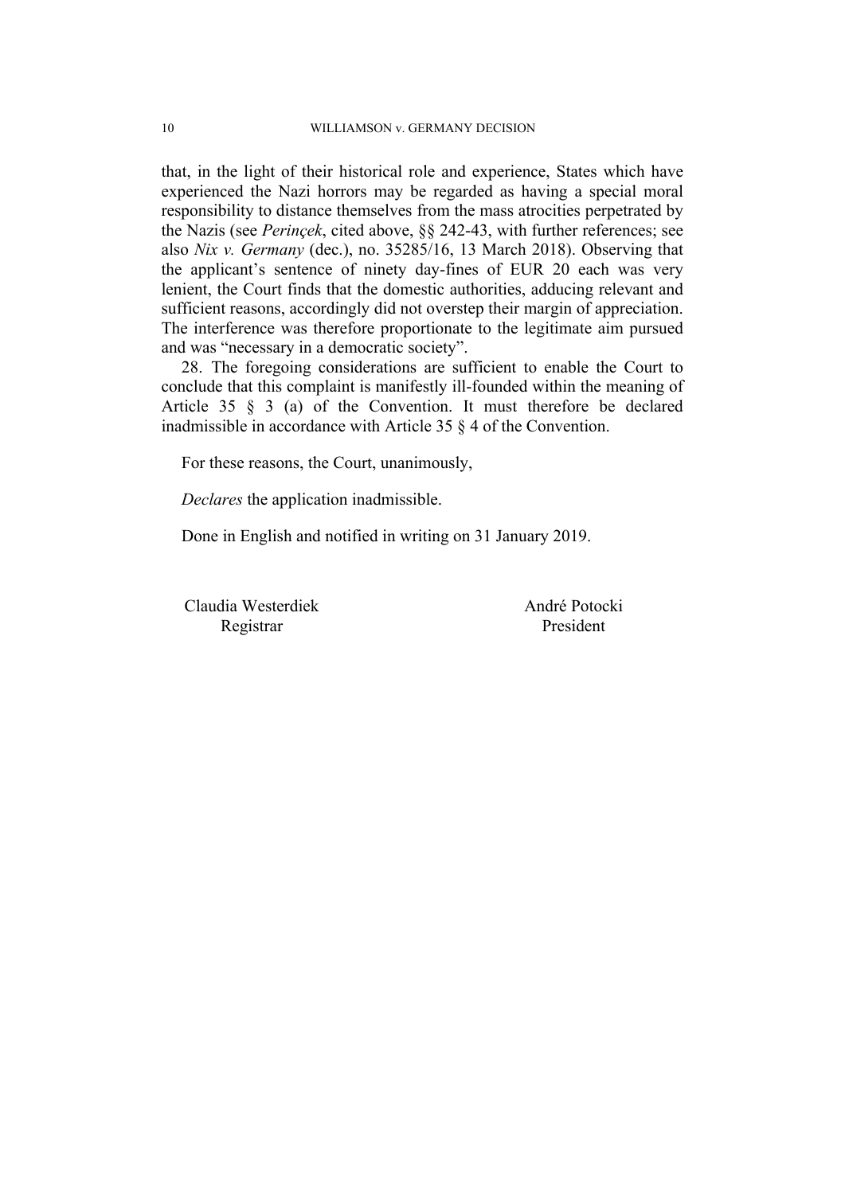that, in the light of their historical role and experience, States which have experienced the Nazi horrors may be regarded as having a special moral responsibility to distance themselves from the mass atrocities perpetrated by the Nazis (see *Perinçek*, cited above, §§ 242-43, with further references; see also *Nix v. Germany* (dec.), no. 35285/16, 13 March 2018). Observing that the applicant's sentence of ninety day-fines of EUR 20 each was very lenient, the Court finds that the domestic authorities, adducing relevant and sufficient reasons, accordingly did not overstep their margin of appreciation. The interference was therefore proportionate to the legitimate aim pursued and was "necessary in a democratic society".

28. The foregoing considerations are sufficient to enable the Court to conclude that this complaint is manifestly ill-founded within the meaning of Article 35 § 3 (a) of the Convention. It must therefore be declared inadmissible in accordance with Article 35 § 4 of the Convention.

For these reasons, the Court, unanimously,

*Declares* the application inadmissible.

Done in English and notified in writing on 31 January 2019.

| | |
|---|---|
| Claudia Westerdiek<br>Registrar | André Potocki<br>President |